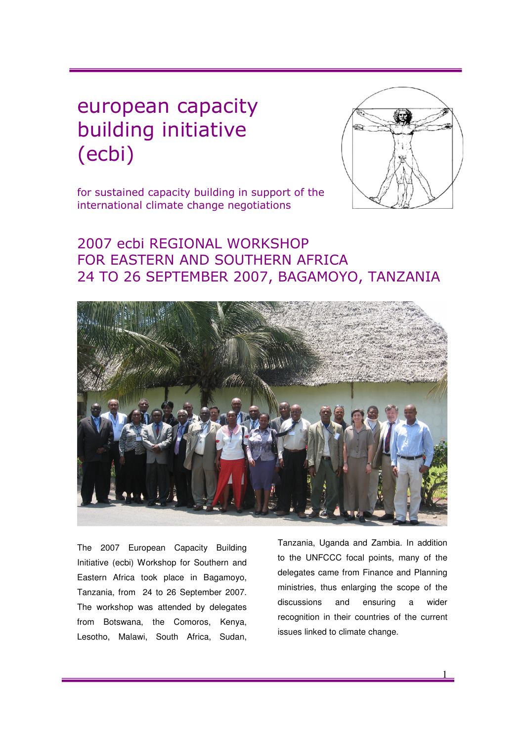# european capacity building initiative (ecbi)

for sustained capacity building in support of the international climate change negotiations

## 2007 ecbi REGIONAL WORKSHOP FOR EASTERN AND SOUTHERN AFRICA 24 TO 26 SEPTEMBER 2007, BAGAMOYO, TANZANIA

The 2007 European Capacity Building Initiative (ecbi) Workshop for Southern and Eastern Africa took place in Bagamoyo, Tanzania, from 24 to 26 September 2007. The workshop was attended by delegates from Botswana, the Comoros, Kenya, Lesotho, Malawi, South Africa, Sudan, Tanzania, Uganda and Zambia. In addition to the UNFCCC focal points, many of the delegates came from Finance and Planning ministries, thus enlarging the scope of the discussions and ensuring a wider recognition in their countries of the current issues linked to climate change.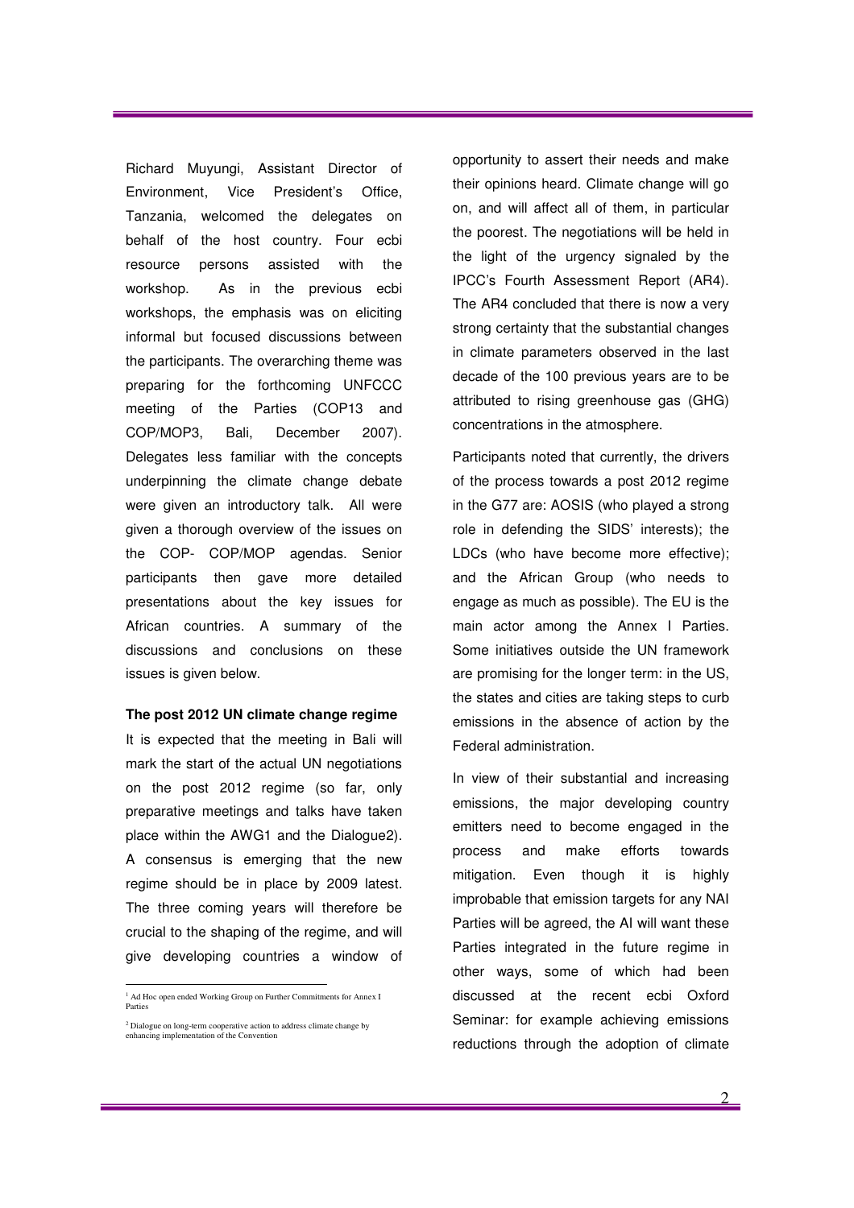Richard Muyungi, Assistant Director of Environment, Vice President's Office, Tanzania, welcomed the delegates on behalf of the host country. Four ecbi resource persons assisted with the workshop. As in the previous ecbi workshops, the emphasis was on eliciting informal but focused discussions between the participants. The overarching theme was preparing for the forthcoming UNFCCC meeting of the Parties (COP13 and COP/MOP3, Bali, December 2007). Delegates less familiar with the concepts underpinning the climate change debate were given an introductory talk. All were given a thorough overview of the issues on the COP- COP/MOP agendas. Senior participants then gave more detailed presentations about the key issues for African countries. A summary of the discussions and conclusions on these issues is given below.

**The post 2012 UN climate change regime**

It is expected that the meeting in Bali will mark the start of the actual UN negotiations on the post 2012 regime (so far, only preparative meetings and talks have taken place within the AWG[1] and the Dialogue[2]). A consensus is emerging that the new regime should be in place by 2009 latest. The three coming years will therefore be crucial to the shaping of the regime, and will give developing countries a window of opportunity to assert their needs and make their opinions heard. Climate change will go on, and will affect all of them, in particular the poorest. The negotiations will be held in the light of the urgency signaled by the IPCC's Fourth Assessment Report (AR4). The AR4 concluded that there is now a very strong certainty that the substantial changes in climate parameters observed in the last decade of the 100 previous years are to be attributed to rising greenhouse gas (GHG) concentrations in the atmosphere.

Participants noted that currently, the drivers of the process towards a post 2012 regime in the G77 are: AOSIS (who played a strong role in defending the SIDS' interests); the LDCs (who have become more effective); and the African Group (who needs to engage as much as possible). The EU is the main actor among the Annex I Parties. Some initiatives outside the UN framework are promising for the longer term: in the US, the states and cities are taking steps to curb emissions in the absence of action by the Federal administration.

In view of their substantial and increasing emissions, the major developing country emitters need to become engaged in the process and make efforts towards mitigation. Even though it is highly improbable that emission targets for any NAI Parties will be agreed, the AI will want these Parties integrated in the future regime in other ways, some of which had been discussed at the recent ecbi Oxford Seminar: for example achieving emissions reductions through the adoption of climate

[1] Ad Hoc open ended Working Group on Further Commitments for Annex I Parties

[2] Dialogue on long-term cooperative action to address climate change by enhancing implementation of the Convention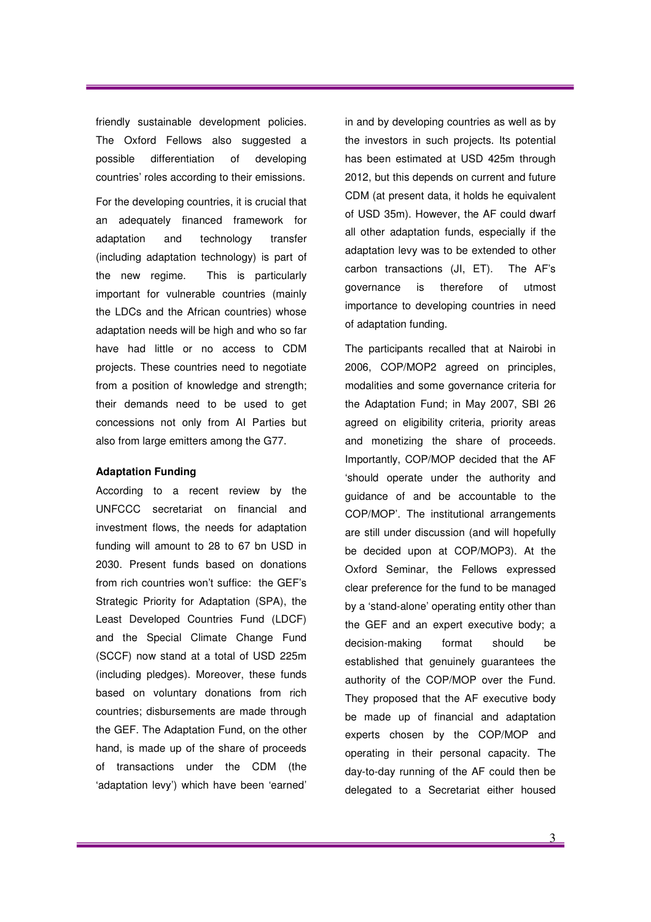friendly sustainable development policies. The Oxford Fellows also suggested a possible differentiation of developing countries' roles according to their emissions.

For the developing countries, it is crucial that an adequately financed framework for adaptation and technology transfer (including adaptation technology) is part of the new regime. This is particularly important for vulnerable countries (mainly the LDCs and the African countries) whose adaptation needs will be high and who so far have had little or no access to CDM projects. These countries need to negotiate from a position of knowledge and strength; their demands need to be used to get concessions not only from AI Parties but also from large emitters among the G77.

**Adaptation Funding**

According to a recent review by the UNFCCC secretariat on financial and investment flows, the needs for adaptation funding will amount to 28 to 67 bn USD in 2030. Present funds based on donations from rich countries won't suffice: the GEF's Strategic Priority for Adaptation (SPA), the Least Developed Countries Fund (LDCF) and the Special Climate Change Fund (SCCF) now stand at a total of USD 225m (including pledges). Moreover, these funds based on voluntary donations from rich countries; disbursements are made through the GEF. The Adaptation Fund, on the other hand, is made up of the share of proceeds of transactions under the CDM (the 'adaptation levy') which have been 'earned' in and by developing countries as well as by the investors in such projects. Its potential has been estimated at USD 425m through 2012, but this depends on current and future CDM (at present data, it holds he equivalent of USD 35m). However, the AF could dwarf all other adaptation funds, especially if the adaptation levy was to be extended to other carbon transactions (JI, ET). The AF's governance is therefore of utmost importance to developing countries in need of adaptation funding.

The participants recalled that at Nairobi in 2006, COP/MOP2 agreed on principles, modalities and some governance criteria for the Adaptation Fund; in May 2007, SBI 26 agreed on eligibility criteria, priority areas and monetizing the share of proceeds. Importantly, COP/MOP decided that the AF 'should operate under the authority and guidance of and be accountable to the COP/MOP'. The institutional arrangements are still under discussion (and will hopefully be decided upon at COP/MOP3). At the Oxford Seminar, the Fellows expressed clear preference for the fund to be managed by a 'stand-alone' operating entity other than the GEF and an expert executive body; a decision-making format should be established that genuinely guarantees the authority of the COP/MOP over the Fund. They proposed that the AF executive body be made up of financial and adaptation experts chosen by the COP/MOP and operating in their personal capacity. The day-to-day running of the AF could then be delegated to a Secretariat either housed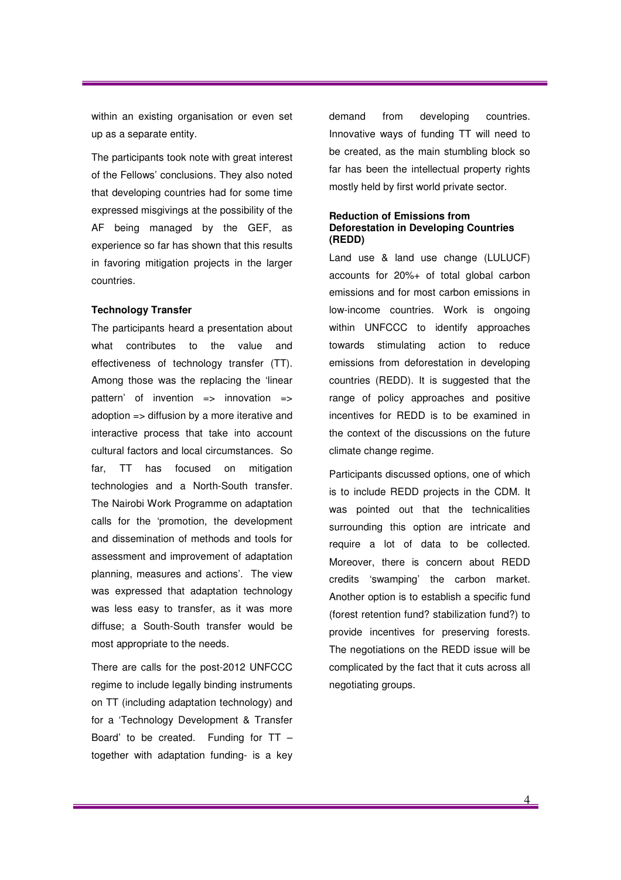within an existing organisation or even set up as a separate entity.

The participants took note with great interest of the Fellows' conclusions. They also noted that developing countries had for some time expressed misgivings at the possibility of the AF being managed by the GEF, as experience so far has shown that this results in favoring mitigation projects in the larger countries.

**Technology Transfer**

The participants heard a presentation about what contributes to the value and effectiveness of technology transfer (TT). Among those was the replacing the 'linear pattern' of invention => innovation => adoption => diffusion by a more iterative and interactive process that take into account cultural factors and local circumstances. So far, TT has focused on mitigation technologies and a North-South transfer. The Nairobi Work Programme on adaptation calls for the 'promotion, the development and dissemination of methods and tools for assessment and improvement of adaptation planning, measures and actions'. The view was expressed that adaptation technology was less easy to transfer, as it was more diffuse; a South-South transfer would be most appropriate to the needs.

There are calls for the post-2012 UNFCCC regime to include legally binding instruments on TT (including adaptation technology) and for a 'Technology Development & Transfer Board' to be created. Funding for TT – together with adaptation funding- is a key demand from developing countries. Innovative ways of funding TT will need to be created, as the main stumbling block so far has been the intellectual property rights mostly held by first world private sector.

**Reduction of Emissions from Deforestation in Developing Countries (REDD)**

Land use & land use change (LULUCF) accounts for 20%+ of total global carbon emissions and for most carbon emissions in low-income countries. Work is ongoing within UNFCCC to identify approaches towards stimulating action to reduce emissions from deforestation in developing countries (REDD). It is suggested that the range of policy approaches and positive incentives for REDD is to be examined in the context of the discussions on the future climate change regime.

Participants discussed options, one of which is to include REDD projects in the CDM. It was pointed out that the technicalities surrounding this option are intricate and require a lot of data to be collected. Moreover, there is concern about REDD credits 'swamping' the carbon market. Another option is to establish a specific fund (forest retention fund? stabilization fund?) to provide incentives for preserving forests. The negotiations on the REDD issue will be complicated by the fact that it cuts across all negotiating groups.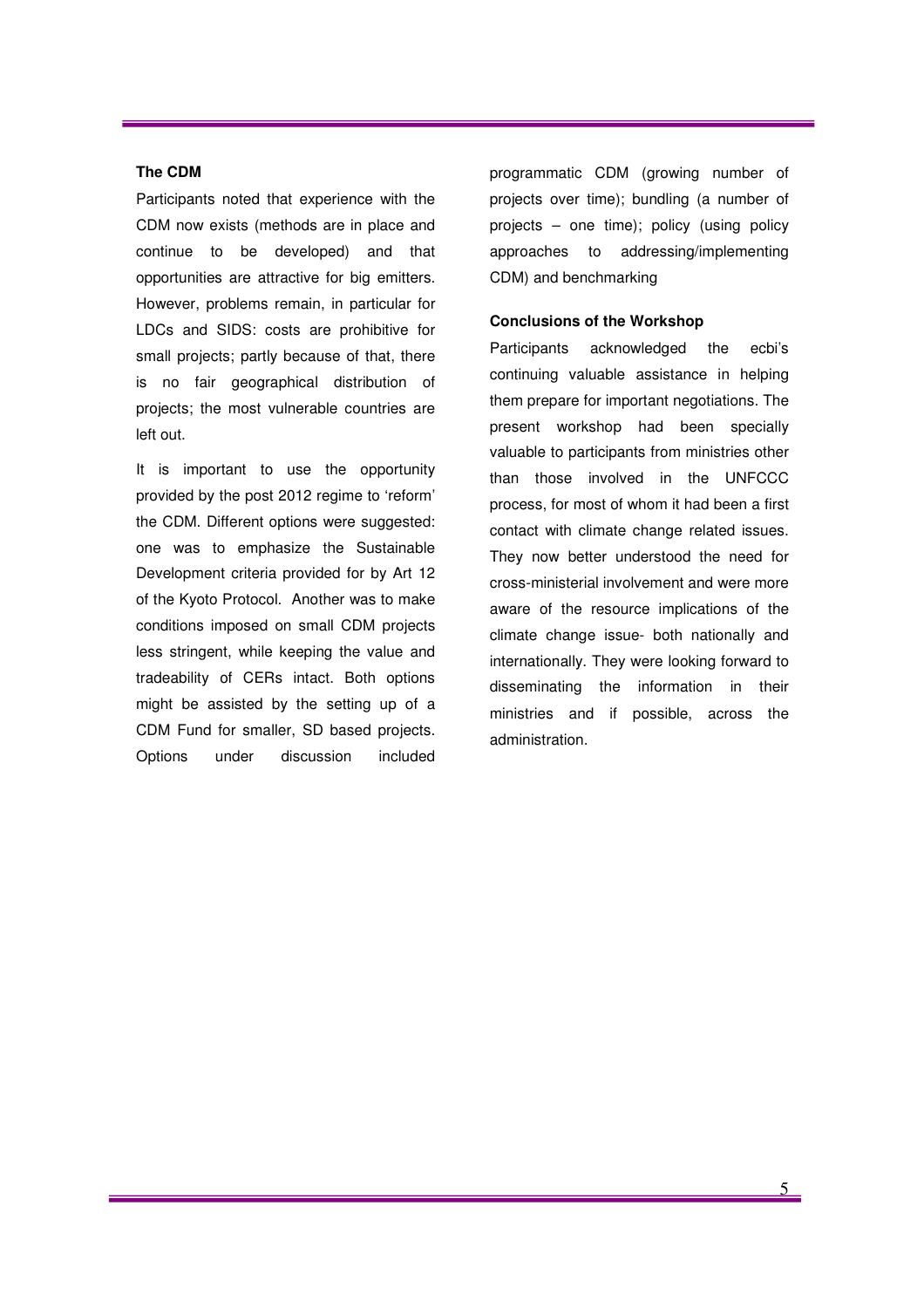### The CDM

Participants noted that experience with the CDM now exists (methods are in place and continue to be developed) and that opportunities are attractive for big emitters. However, problems remain, in particular for LDCs and SIDS: costs are prohibitive for small projects; partly because of that, there is no fair geographical distribution of projects; the most vulnerable countries are left out.

It is important to use the opportunity provided by the post 2012 regime to 'reform' the CDM. Different options were suggested: one was to emphasize the Sustainable Development criteria provided for by Art 12 of the Kyoto Protocol. Another was to make conditions imposed on small CDM projects less stringent, while keeping the value and tradeability of CERs intact. Both options might be assisted by the setting up of a CDM Fund for smaller, SD based projects. Options under discussion included programmatic CDM (growing number of projects over time); bundling (a number of projects – one time); policy (using policy approaches to addressing/implementing CDM) and benchmarking

### Conclusions of the Workshop

Participants acknowledged the ecbi's continuing valuable assistance in helping them prepare for important negotiations. The present workshop had been specially valuable to participants from ministries other than those involved in the UNFCCC process, for most of whom it had been a first contact with climate change related issues. They now better understood the need for cross-ministerial involvement and were more aware of the resource implications of the climate change issue- both nationally and internationally. They were looking forward to disseminating the information in their ministries and if possible, across the administration.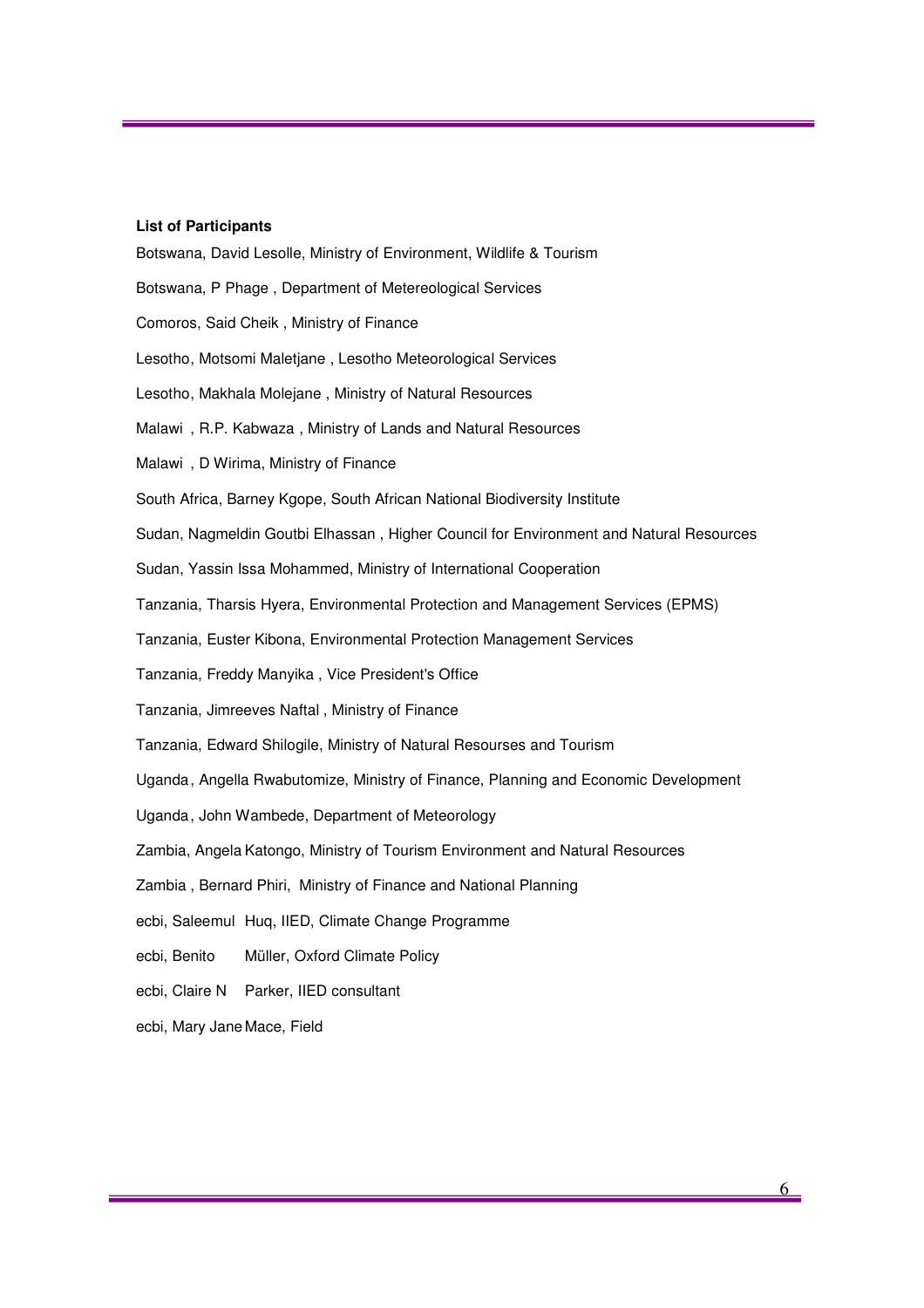**List of Participants**

Botswana, David Lesolle, Ministry of Environment, Wildlife & Tourism

Botswana, P Phage , Department of Metereological Services

Comoros, Said Cheik , Ministry of Finance

Lesotho, Motsomi Maletjane , Lesotho Meteorological Services

Lesotho, Makhala Molejane , Ministry of Natural Resources

Malawi , R.P. Kabwaza , Ministry of Lands and Natural Resources

Malawi , D Wirima, Ministry of Finance

South Africa, Barney Kgope, South African National Biodiversity Institute

Sudan, Nagmeldin Goutbi Elhassan , Higher Council for Environment and Natural Resources

Sudan, Yassin Issa Mohammed, Ministry of International Cooperation

Tanzania, Tharsis Hyera, Environmental Protection and Management Services (EPMS)

Tanzania, Euster Kibona, Environmental Protection Management Services

Tanzania, Freddy Manyika , Vice President's Office

Tanzania, Jimreeves Naftal , Ministry of Finance

Tanzania, Edward Shilogile, Ministry of Natural Resourses and Tourism

Uganda, Angella Rwabutomize, Ministry of Finance, Planning and Economic Development

Uganda, John Wambede, Department of Meteorology

Zambia, Angela Katongo, Ministry of Tourism Environment and Natural Resources

Zambia , Bernard Phiri, Ministry of Finance and National Planning

ecbi, Saleemul Huq, IIED, Climate Change Programme

ecbi, Benito Müller, Oxford Climate Policy

ecbi, Claire N Parker, IIED consultant

ecbi, Mary Jane Mace, Field